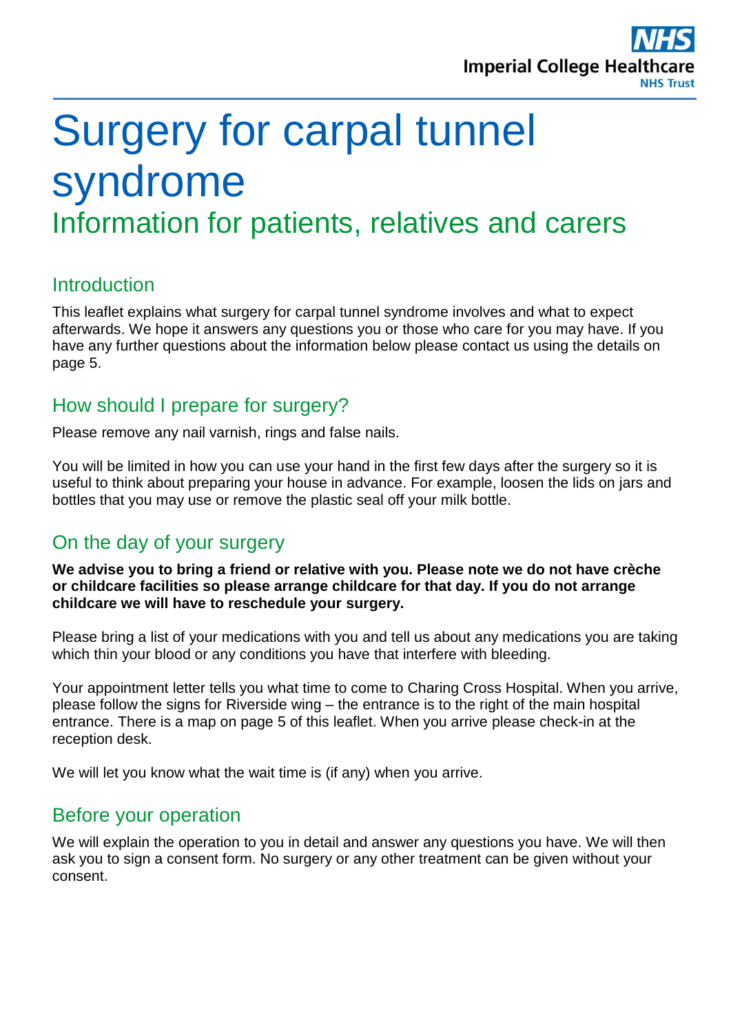# Surgery for carpal tunnel syndrome

## Information for patients, relatives and carers

### Introduction

This leaflet explains what surgery for carpal tunnel syndrome involves and what to expect afterwards. We hope it answers any questions you or those who care for you may have. If you have any further questions about the information below please contact us using the details on page 5.

### How should I prepare for surgery?

Please remove any nail varnish, rings and false nails.

You will be limited in how you can use your hand in the first few days after the surgery so it is useful to think about preparing your house in advance. For example, loosen the lids on jars and bottles that you may use or remove the plastic seal off your milk bottle.

### On the day of your surgery

**We advise you to bring a friend or relative with you. Please note we do not have crèche or childcare facilities so please arrange childcare for that day. If you do not arrange childcare we will have to reschedule your surgery.**

Please bring a list of your medications with you and tell us about any medications you are taking which thin your blood or any conditions you have that interfere with bleeding.

Your appointment letter tells you what time to come to Charing Cross Hospital. When you arrive, please follow the signs for Riverside wing – the entrance is to the right of the main hospital entrance. There is a map on page 5 of this leaflet. When you arrive please check-in at the reception desk.

We will let you know what the wait time is (if any) when you arrive.

### Before your operation

We will explain the operation to you in detail and answer any questions you have. We will then ask you to sign a consent form. No surgery or any other treatment can be given without your consent.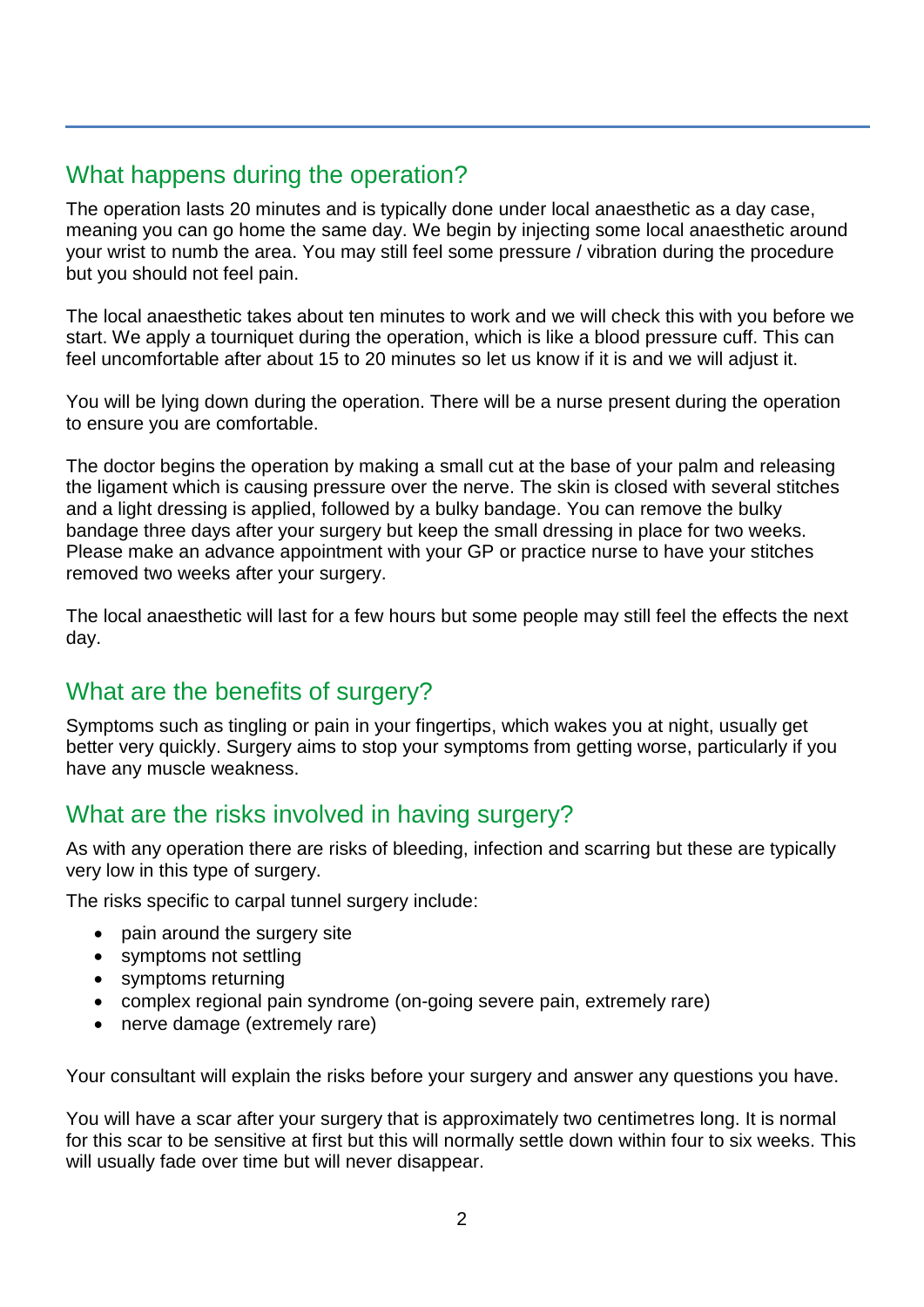## What happens during the operation?

The operation lasts 20 minutes and is typically done under local anaesthetic as a day case, meaning you can go home the same day. We begin by injecting some local anaesthetic around your wrist to numb the area. You may still feel some pressure / vibration during the procedure but you should not feel pain.

The local anaesthetic takes about ten minutes to work and we will check this with you before we start. We apply a tourniquet during the operation, which is like a blood pressure cuff. This can feel uncomfortable after about 15 to 20 minutes so let us know if it is and we will adjust it.

You will be lying down during the operation. There will be a nurse present during the operation to ensure you are comfortable.

The doctor begins the operation by making a small cut at the base of your palm and releasing the ligament which is causing pressure over the nerve. The skin is closed with several stitches and a light dressing is applied, followed by a bulky bandage. You can remove the bulky bandage three days after your surgery but keep the small dressing in place for two weeks. Please make an advance appointment with your GP or practice nurse to have your stitches removed two weeks after your surgery.

The local anaesthetic will last for a few hours but some people may still feel the effects the next day.

## What are the benefits of surgery?

Symptoms such as tingling or pain in your fingertips, which wakes you at night, usually get better very quickly. Surgery aims to stop your symptoms from getting worse, particularly if you have any muscle weakness.

## What are the risks involved in having surgery?

As with any operation there are risks of bleeding, infection and scarring but these are typically very low in this type of surgery.

The risks specific to carpal tunnel surgery include:

- pain around the surgery site
- symptoms not settling
- symptoms returning
- complex regional pain syndrome (on-going severe pain, extremely rare)
- nerve damage (extremely rare)

Your consultant will explain the risks before your surgery and answer any questions you have.

You will have a scar after your surgery that is approximately two centimetres long. It is normal for this scar to be sensitive at first but this will normally settle down within four to six weeks. This will usually fade over time but will never disappear.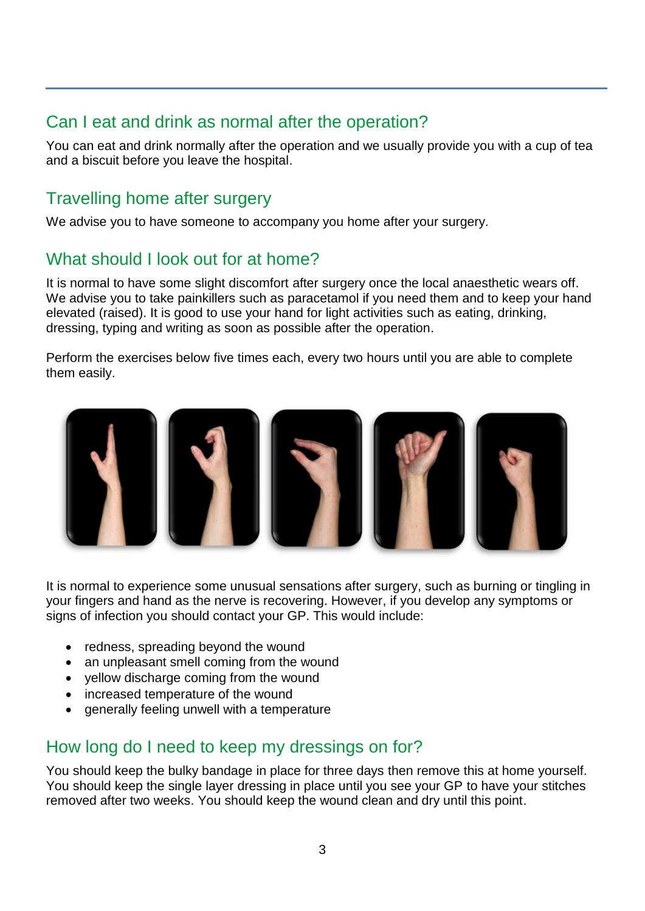## Can I eat and drink as normal after the operation?

You can eat and drink normally after the operation and we usually provide you with a cup of tea and a biscuit before you leave the hospital.

## Travelling home after surgery

We advise you to have someone to accompany you home after your surgery.

## What should I look out for at home?

It is normal to have some slight discomfort after surgery once the local anaesthetic wears off. We advise you to take painkillers such as paracetamol if you need them and to keep your hand elevated (raised). It is good to use your hand for light activities such as eating, drinking, dressing, typing and writing as soon as possible after the operation.

Perform the exercises below five times each, every two hours until you are able to complete them easily.

It is normal to experience some unusual sensations after surgery, such as burning or tingling in your fingers and hand as the nerve is recovering. However, if you develop any symptoms or signs of infection you should contact your GP. This would include:

- redness, spreading beyond the wound
- an unpleasant smell coming from the wound
- yellow discharge coming from the wound
- increased temperature of the wound
- generally feeling unwell with a temperature

## How long do I need to keep my dressings on for?

You should keep the bulky bandage in place for three days then remove this at home yourself. You should keep the single layer dressing in place until you see your GP to have your stitches removed after two weeks. You should keep the wound clean and dry until this point.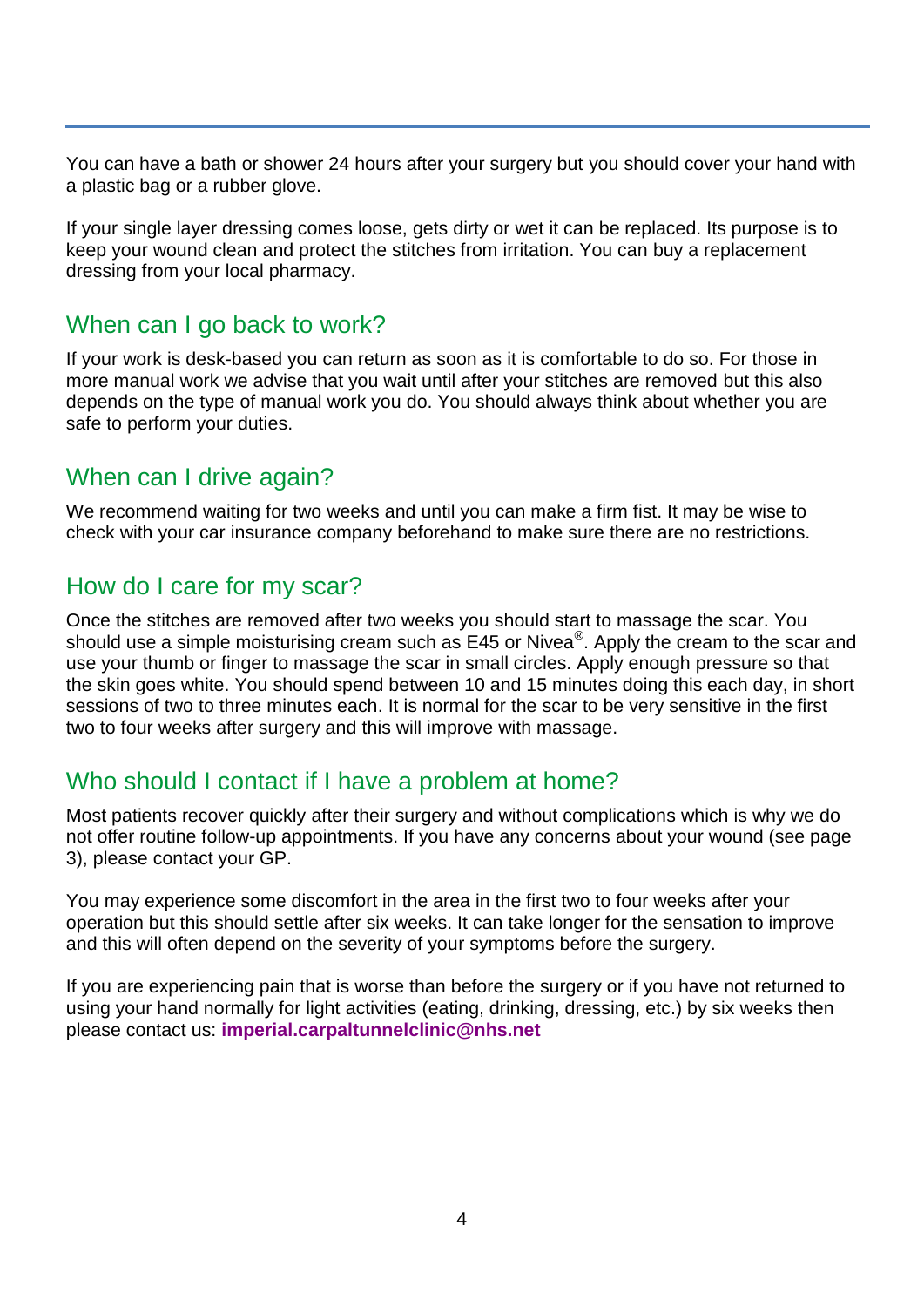You can have a bath or shower 24 hours after your surgery but you should cover your hand with a plastic bag or a rubber glove.

If your single layer dressing comes loose, gets dirty or wet it can be replaced. Its purpose is to keep your wound clean and protect the stitches from irritation. You can buy a replacement dressing from your local pharmacy.

## When can I go back to work?

If your work is desk-based you can return as soon as it is comfortable to do so. For those in more manual work we advise that you wait until after your stitches are removed but this also depends on the type of manual work you do. You should always think about whether you are safe to perform your duties.

## When can I drive again?

We recommend waiting for two weeks and until you can make a firm fist. It may be wise to check with your car insurance company beforehand to make sure there are no restrictions.

## How do I care for my scar?

Once the stitches are removed after two weeks you should start to massage the scar. You should use a simple moisturising cream such as E45 or Nivea®. Apply the cream to the scar and use your thumb or finger to massage the scar in small circles. Apply enough pressure so that the skin goes white. You should spend between 10 and 15 minutes doing this each day, in short sessions of two to three minutes each. It is normal for the scar to be very sensitive in the first two to four weeks after surgery and this will improve with massage.

## Who should I contact if I have a problem at home?

Most patients recover quickly after their surgery and without complications which is why we do not offer routine follow-up appointments. If you have any concerns about your wound (see page 3), please contact your GP.

You may experience some discomfort in the area in the first two to four weeks after your operation but this should settle after six weeks. It can take longer for the sensation to improve and this will often depend on the severity of your symptoms before the surgery.

If you are experiencing pain that is worse than before the surgery or if you have not returned to using your hand normally for light activities (eating, drinking, dressing, etc.) by six weeks then please contact us: **imperial.carpaltunnelclinic@nhs.net**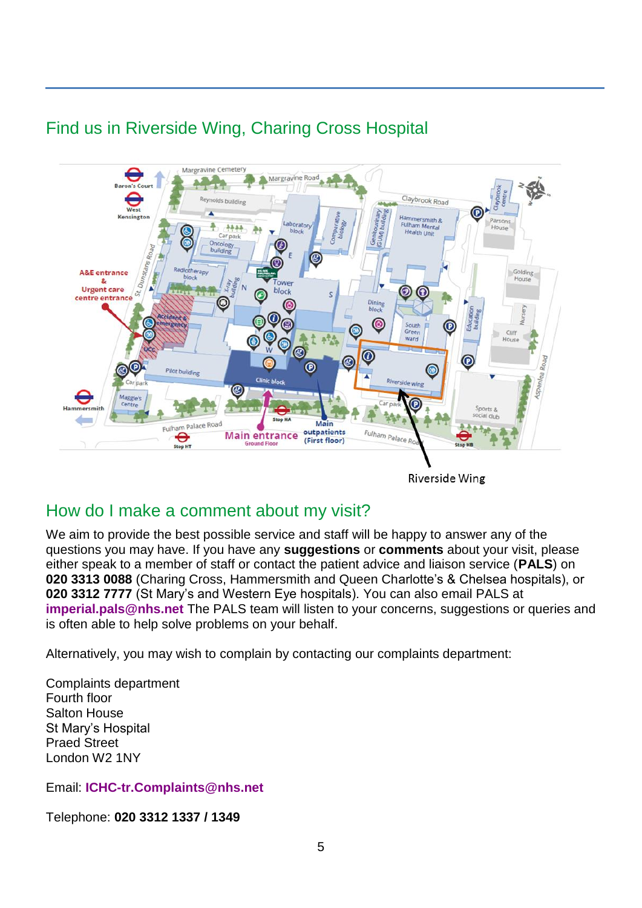## Find us in Riverside Wing, Charing Cross Hospital

Riverside Wing

## How do I make a comment about my visit?

We aim to provide the best possible service and staff will be happy to answer any of the questions you may have. If you have any **suggestions** or **comments** about your visit, please either speak to a member of staff or contact the patient advice and liaison service (**PALS**) on **020 3313 0088** (Charing Cross, Hammersmith and Queen Charlotte's & Chelsea hospitals), or **020 3312 7777** (St Mary's and Western Eye hospitals). You can also email PALS at **imperial.pals@nhs.net** The PALS team will listen to your concerns, suggestions or queries and is often able to help solve problems on your behalf.

Alternatively, you may wish to complain by contacting our complaints department:

Complaints department  
Fourth floor  
Salton House  
St Mary's Hospital  
Praed Street  
London W2 1NY

Email: **ICHC-tr.Complaints@nhs.net**

Telephone: **020 3312 1337 / 1349**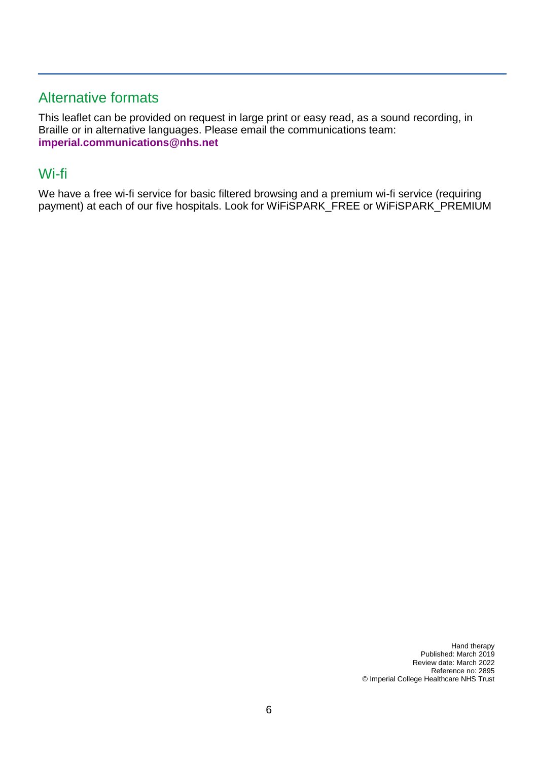## Alternative formats

This leaflet can be provided on request in large print or easy read, as a sound recording, in Braille or in alternative languages. Please email the communications team: **imperial.communications@nhs.net**

## Wi-fi

We have a free wi-fi service for basic filtered browsing and a premium wi-fi service (requiring payment) at each of our five hospitals. Look for WiFiSPARK_FREE or WiFiSPARK_PREMIUM

Hand therapy
Published: March 2019
Review date: March 2022
Reference no: 2895
© Imperial College Healthcare NHS Trust